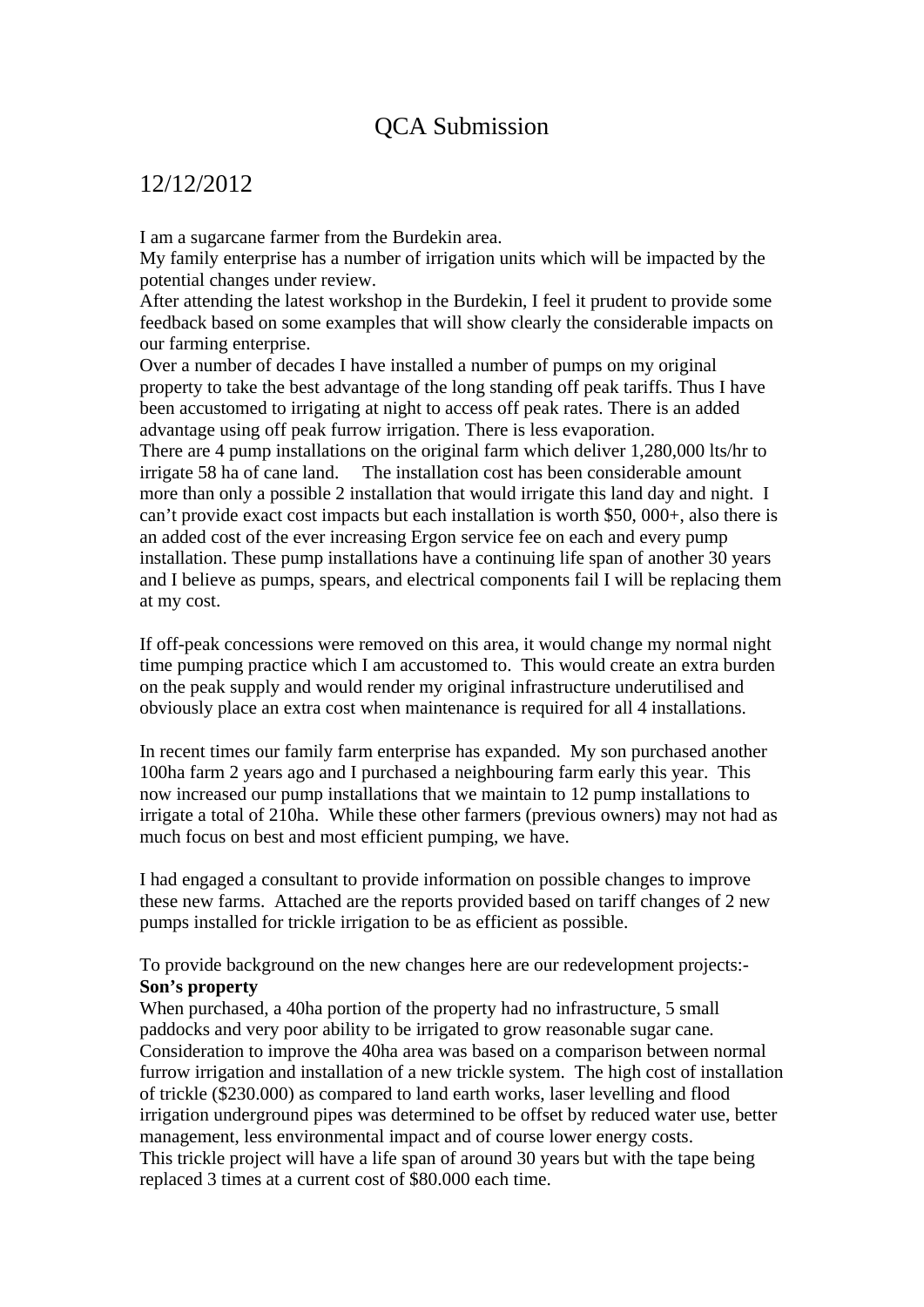# QCA Submission

## 12/12/2012

I am a sugarcane farmer from the Burdekin area.
My family enterprise has a number of irrigation units which will be impacted by the potential changes under review.
After attending the latest workshop in the Burdekin, I feel it prudent to provide some feedback based on some examples that will show clearly the considerable impacts on our farming enterprise.
Over a number of decades I have installed a number of pumps on my original property to take the best advantage of the long standing off peak tariffs. Thus I have been accustomed to irrigating at night to access off peak rates. There is an added advantage using off peak furrow irrigation. There is less evaporation.
There are 4 pump installations on the original farm which deliver 1,280,000 lts/hr to irrigate 58 ha of cane land. The installation cost has been considerable amount more than only a possible 2 installation that would irrigate this land day and night. I can't provide exact cost impacts but each installation is worth $50, 000+, also there is an added cost of the ever increasing Ergon service fee on each and every pump installation. These pump installations have a continuing life span of another 30 years and I believe as pumps, spears, and electrical components fail I will be replacing them at my cost.

If off-peak concessions were removed on this area, it would change my normal night time pumping practice which I am accustomed to. This would create an extra burden on the peak supply and would render my original infrastructure underutilised and obviously place an extra cost when maintenance is required for all 4 installations.

In recent times our family farm enterprise has expanded. My son purchased another 100ha farm 2 years ago and I purchased a neighbouring farm early this year. This now increased our pump installations that we maintain to 12 pump installations to irrigate a total of 210ha. While these other farmers (previous owners) may not had as much focus on best and most efficient pumping, we have.

I had engaged a consultant to provide information on possible changes to improve these new farms. Attached are the reports provided based on tariff changes of 2 new pumps installed for trickle irrigation to be as efficient as possible.

To provide background on the new changes here are our redevelopment projects:-
**Son's property**
When purchased, a 40ha portion of the property had no infrastructure, 5 small paddocks and very poor ability to be irrigated to grow reasonable sugar cane.
Consideration to improve the 40ha area was based on a comparison between normal furrow irrigation and installation of a new trickle system. The high cost of installation of trickle ($230.000) as compared to land earth works, laser levelling and flood irrigation underground pipes was determined to be offset by reduced water use, better management, less environmental impact and of course lower energy costs.
This trickle project will have a life span of around 30 years but with the tape being replaced 3 times at a current cost of $80.000 each time.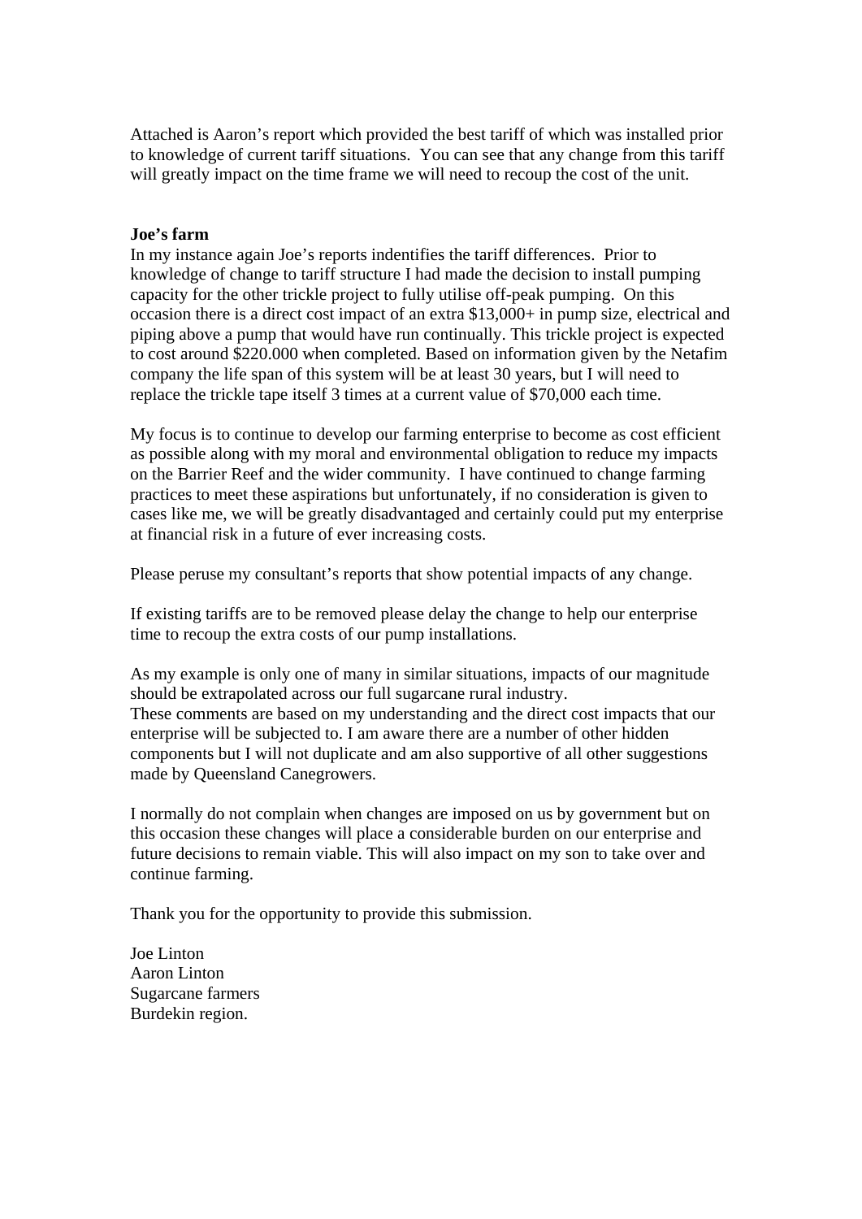Attached is Aaron's report which provided the best tariff of which was installed prior to knowledge of current tariff situations. You can see that any change from this tariff will greatly impact on the time frame we will need to recoup the cost of the unit.

**Joe's farm**

In my instance again Joe's reports indentifies the tariff differences. Prior to knowledge of change to tariff structure I had made the decision to install pumping capacity for the other trickle project to fully utilise off-peak pumping. On this occasion there is a direct cost impact of an extra $13,000+ in pump size, electrical and piping above a pump that would have run continually. This trickle project is expected to cost around $220.000 when completed. Based on information given by the Netafim company the life span of this system will be at least 30 years, but I will need to replace the trickle tape itself 3 times at a current value of $70,000 each time.

My focus is to continue to develop our farming enterprise to become as cost efficient as possible along with my moral and environmental obligation to reduce my impacts on the Barrier Reef and the wider community. I have continued to change farming practices to meet these aspirations but unfortunately, if no consideration is given to cases like me, we will be greatly disadvantaged and certainly could put my enterprise at financial risk in a future of ever increasing costs.

Please peruse my consultant's reports that show potential impacts of any change.

If existing tariffs are to be removed please delay the change to help our enterprise time to recoup the extra costs of our pump installations.

As my example is only one of many in similar situations, impacts of our magnitude should be extrapolated across our full sugarcane rural industry.
These comments are based on my understanding and the direct cost impacts that our enterprise will be subjected to. I am aware there are a number of other hidden components but I will not duplicate and am also supportive of all other suggestions made by Queensland Canegrowers.

I normally do not complain when changes are imposed on us by government but on this occasion these changes will place a considerable burden on our enterprise and future decisions to remain viable. This will also impact on my son to take over and continue farming.

Thank you for the opportunity to provide this submission.

Joe Linton
Aaron Linton
Sugarcane farmers
Burdekin region.